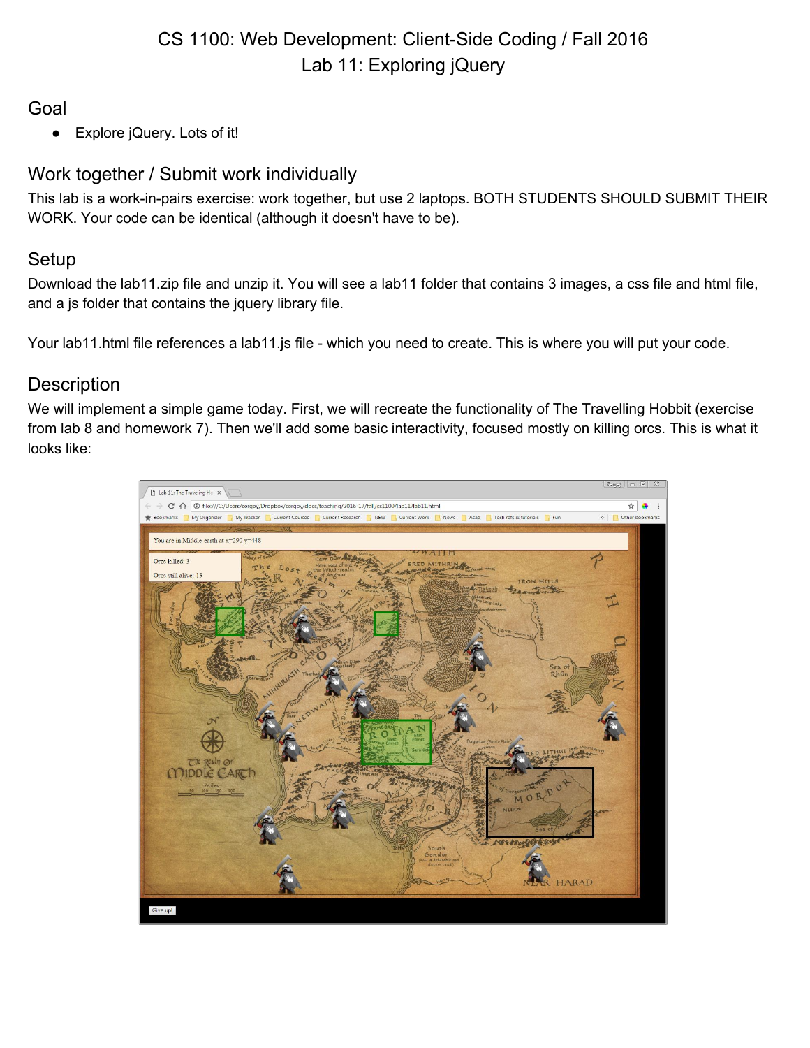# CS 1100: Web Development: Client-Side Coding / Fall 2016
# Lab 11: Exploring jQuery

## Goal

- Explore jQuery. Lots of it!

## Work together / Submit work individually

This lab is a work-in-pairs exercise: work together, but use 2 laptops. BOTH STUDENTS SHOULD SUBMIT THEIR WORK. Your code can be identical (although it doesn't have to be).

## Setup

Download the lab11.zip file and unzip it. You will see a lab11 folder that contains 3 images, a css file and html file, and a js folder that contains the jquery library file.

Your lab11.html file references a lab11.js file - which you need to create. This is where you will put your code.

## Description

We will implement a simple game today. First, we will recreate the functionality of The Travelling Hobbit (exercise from lab 8 and homework 7). Then we'll add some basic interactivity, focused mostly on killing orcs. This is what it looks like: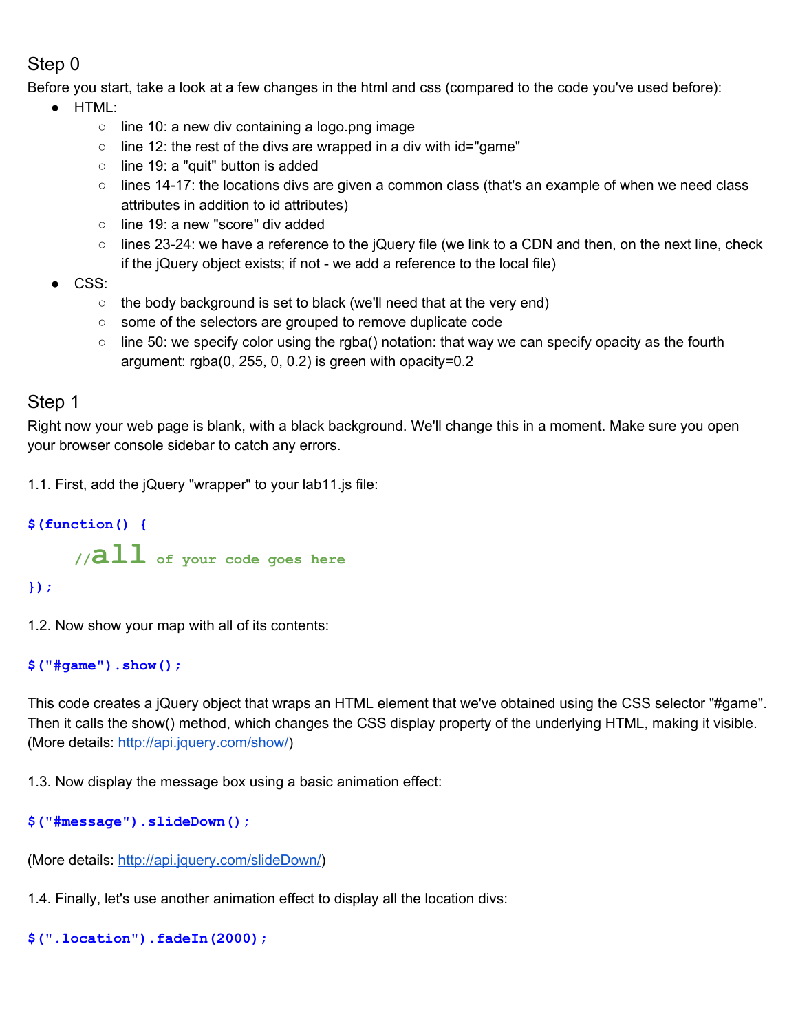## Step 0

Before you start, take a look at a few changes in the html and css (compared to the code you've used before):

- HTML:
  - line 10: a new div containing a logo.png image
  - line 12: the rest of the divs are wrapped in a div with id="game"
  - line 19: a "quit" button is added
  - lines 14-17: the locations divs are given a common class (that's an example of when we need class attributes in addition to id attributes)
  - line 19: a new "score" div added
  - lines 23-24: we have a reference to the jQuery file (we link to a CDN and then, on the next line, check if the jQuery object exists; if not - we add a reference to the local file)
- CSS:
  - the body background is set to black (we'll need that at the very end)
  - some of the selectors are grouped to remove duplicate code
  - line 50: we specify color using the rgba() notation: that way we can specify opacity as the fourth argument: rgba(0, 255, 0, 0.2) is green with opacity=0.2

## Step 1

Right now your web page is blank, with a black background. We'll change this in a moment. Make sure you open your browser console sidebar to catch any errors.

1.1. First, add the jQuery "wrapper" to your lab11.js file:

```
$(function() {
    //all of your code goes here
});
```

1.2. Now show your map with all of its contents:

```
$("#game").show();
```

This code creates a jQuery object that wraps an HTML element that we've obtained using the CSS selector "#game". Then it calls the show() method, which changes the CSS display property of the underlying HTML, making it visible. (More details: http://api.jquery.com/show/)

1.3. Now display the message box using a basic animation effect:

```
$("#message").slideDown();
```

(More details: http://api.jquery.com/slideDown/)

1.4. Finally, let's use another animation effect to display all the location divs:

```
$(".location").fadeIn(2000);
```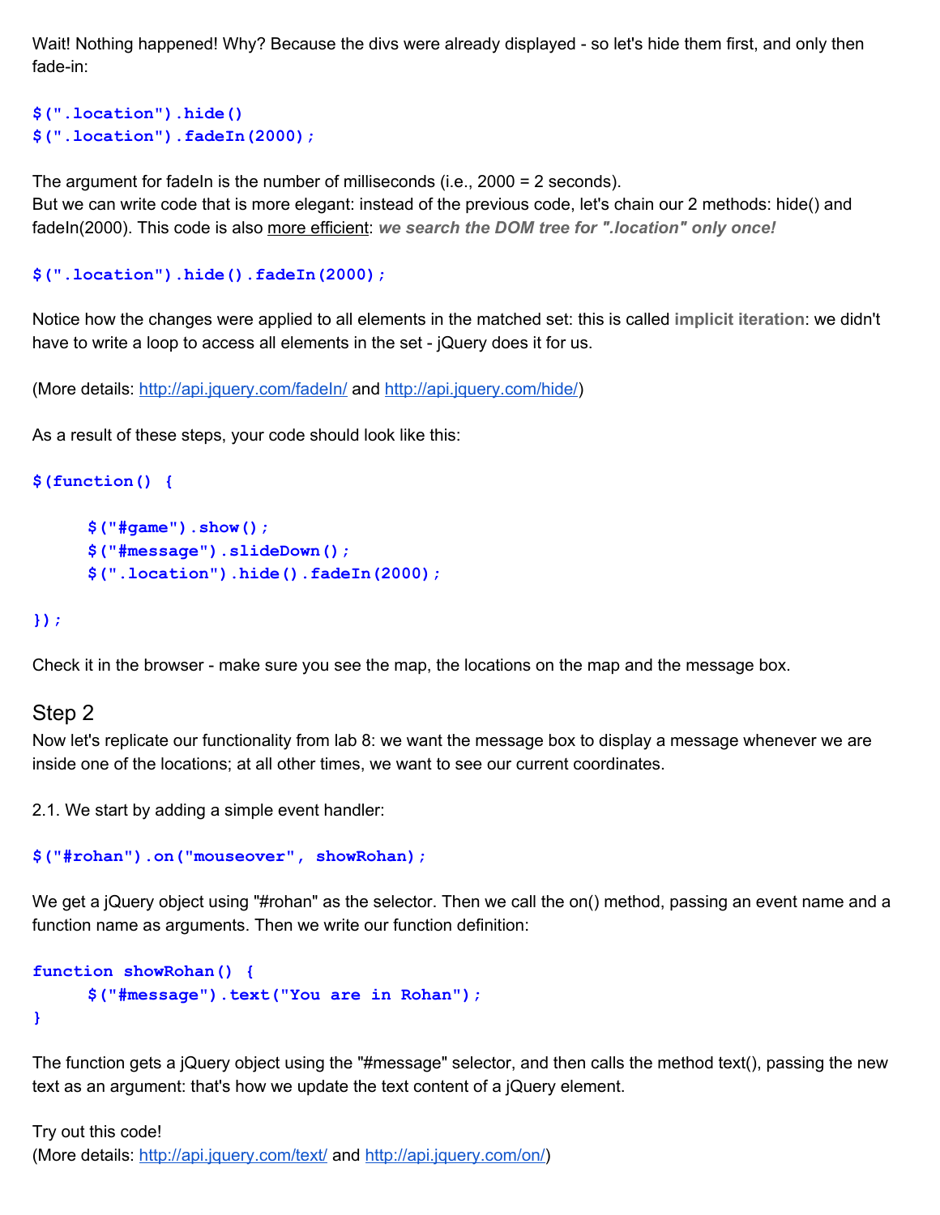Wait! Nothing happened! Why? Because the divs were already displayed - so let's hide them first, and only then fade-in:

```
$(".location").hide()
$(".location").fadeIn(2000);
```

The argument for fadeIn is the number of milliseconds (i.e., 2000 = 2 seconds).
But we can write code that is more elegant: instead of the previous code, let's chain our 2 methods: hide() and fadeIn(2000). This code is also more efficient: ***we search the DOM tree for ".location" only once!***

```
$(".location").hide().fadeIn(2000);
```

Notice how the changes were applied to all elements in the matched set: this is called **implicit iteration**: we didn't have to write a loop to access all elements in the set - jQuery does it for us.

(More details: [http://api.jquery.com/fadeIn/](http://api.jquery.com/fadeIn/) and [http://api.jquery.com/hide/](http://api.jquery.com/hide/))

As a result of these steps, your code should look like this:

```
$(function() {

    $("#game").show();
    $("#message").slideDown();
    $(".location").hide().fadeIn(2000);

});
```

Check it in the browser - make sure you see the map, the locations on the map and the message box.

## Step 2

Now let's replicate our functionality from lab 8: we want the message box to display a message whenever we are inside one of the locations; at all other times, we want to see our current coordinates.

2.1. We start by adding a simple event handler:

```
$("#rohan").on("mouseover", showRohan);
```

We get a jQuery object using "#rohan" as the selector. Then we call the on() method, passing an event name and a function name as arguments. Then we write our function definition:

```
function showRohan() {
    $("#message").text("You are in Rohan");
}
```

The function gets a jQuery object using the "#message" selector, and then calls the method text(), passing the new text as an argument: that's how we update the text content of a jQuery element.

Try out this code!
(More details: [http://api.jquery.com/text/](http://api.jquery.com/text/) and [http://api.jquery.com/on/](http://api.jquery.com/on/))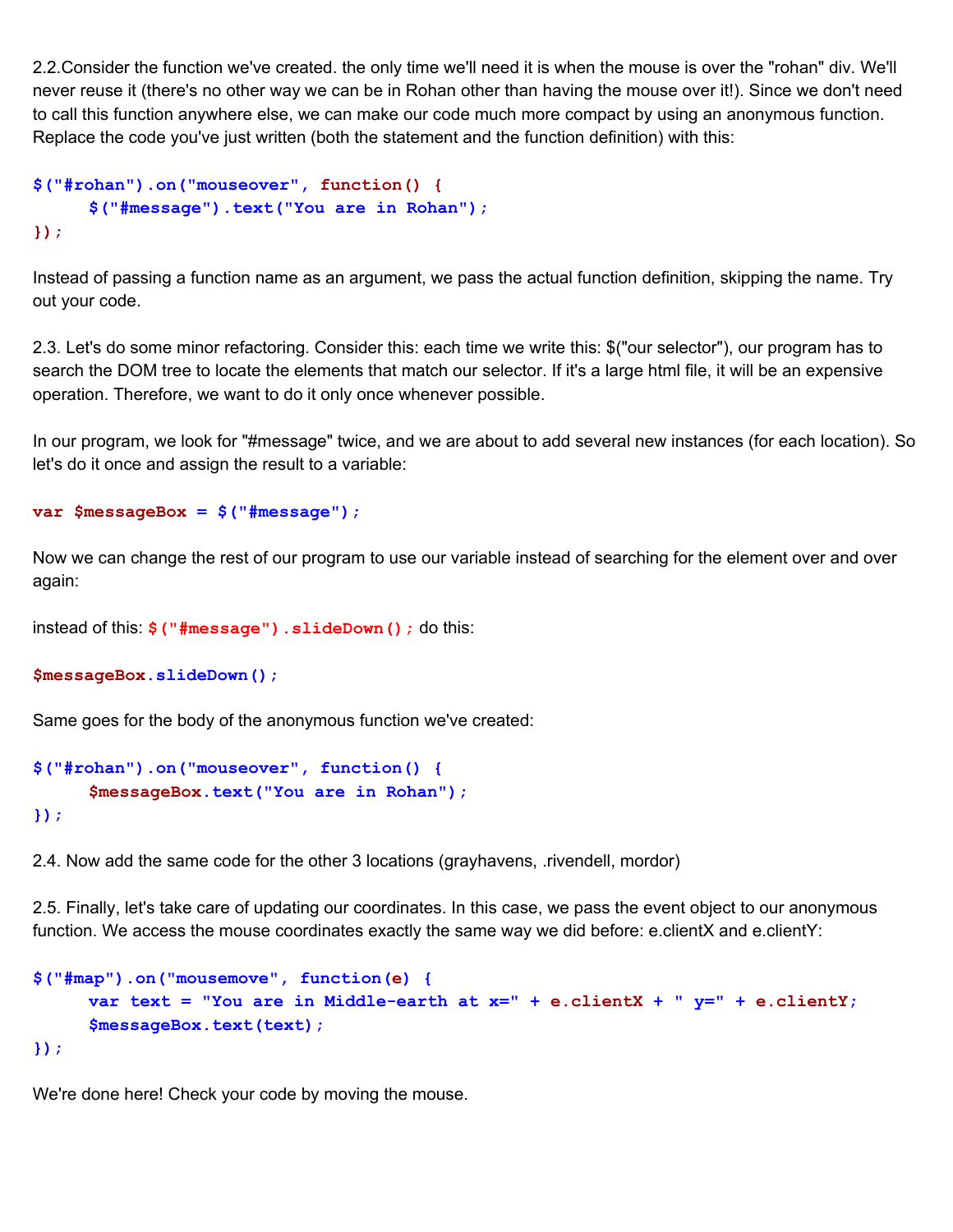2.2.Consider the function we've created. the only time we'll need it is when the mouse is over the "rohan" div. We'll never reuse it (there's no other way we can be in Rohan other than having the mouse over it!). Since we don't need to call this function anywhere else, we can make our code much more compact by using an anonymous function. Replace the code you've just written (both the statement and the function definition) with this:

```
$("#rohan").on("mouseover", function() {
      $("#message").text("You are in Rohan");
});
```

Instead of passing a function name as an argument, we pass the actual function definition, skipping the name. Try out your code.

2.3. Let's do some minor refactoring. Consider this: each time we write this: $("our selector"), our program has to search the DOM tree to locate the elements that match our selector. If it's a large html file, it will be an expensive operation. Therefore, we want to do it only once whenever possible.

In our program, we look for "#message" twice, and we are about to add several new instances (for each location). So let's do it once and assign the result to a variable:

```
var $messageBox = $("#message");
```

Now we can change the rest of our program to use our variable instead of searching for the element over and over again:

instead of this: `$("#message").slideDown();` do this:

```
$messageBox.slideDown();
```

Same goes for the body of the anonymous function we've created:

```
$("#rohan").on("mouseover", function() {
      $messageBox.text("You are in Rohan");
});
```

2.4. Now add the same code for the other 3 locations (grayhavens, .rivendell, mordor)

2.5. Finally, let's take care of updating our coordinates. In this case, we pass the event object to our anonymous function. We access the mouse coordinates exactly the same way we did before: e.clientX and e.clientY:

```
$("#map").on("mousemove", function(e) {
      var text = "You are in Middle-earth at x=" + e.clientX + " y=" + e.clientY;
      $messageBox.text(text);
});
```

We're done here! Check your code by moving the mouse.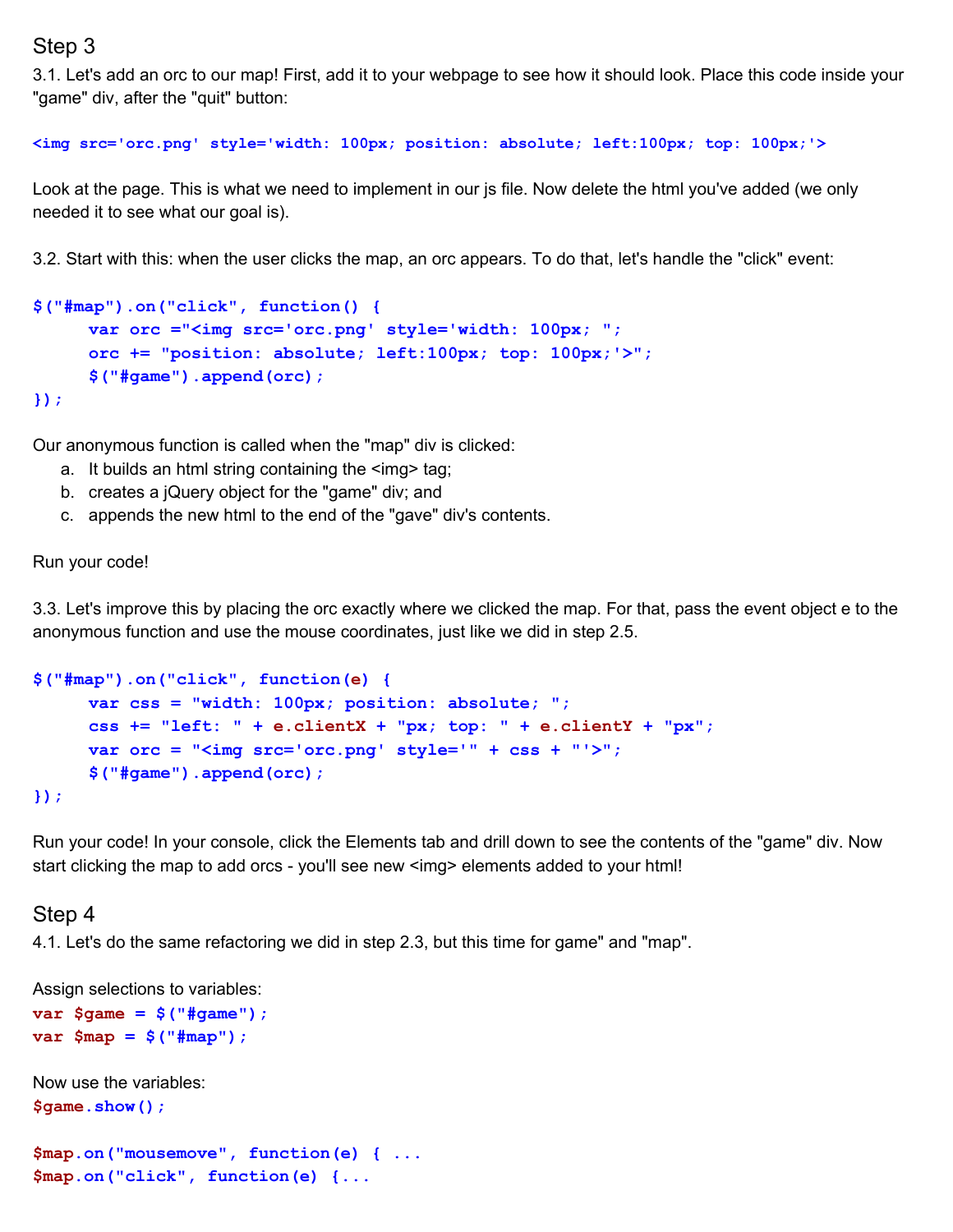## Step 3

3.1. Let's add an orc to our map! First, add it to your webpage to see how it should look. Place this code inside your "game" div, after the "quit" button:

```
<img src='orc.png' style='width: 100px; position: absolute; left:100px; top: 100px;'>
```

Look at the page. This is what we need to implement in our js file. Now delete the html you've added (we only needed it to see what our goal is).

3.2. Start with this: when the user clicks the map, an orc appears. To do that, let's handle the "click" event:

```
$("#map").on("click", function() {
      var orc ="<img src='orc.png' style='width: 100px; ";
      orc += "position: absolute; left:100px; top: 100px;'>";
      $("#game").append(orc);
});
```

Our anonymous function is called when the "map" div is clicked:

a. It builds an html string containing the <img> tag;
b. creates a jQuery object for the "game" div; and
c. appends the new html to the end of the "gave" div's contents.

Run your code!

3.3. Let's improve this by placing the orc exactly where we clicked the map. For that, pass the event object e to the anonymous function and use the mouse coordinates, just like we did in step 2.5.

```
$("#map").on("click", function(e) {
      var css = "width: 100px; position: absolute; ";
      css += "left: " + e.clientX + "px; top: " + e.clientY + "px";
      var orc = "<img src='orc.png' style='" + css + "'>";
      $("#game").append(orc);
});
```

Run your code! In your console, click the Elements tab and drill down to see the contents of the "game" div. Now start clicking the map to add orcs - you'll see new <img> elements added to your html!

## Step 4

4.1. Let's do the same refactoring we did in step 2.3, but this time for game" and "map".

Assign selections to variables:

```
var $game = $("#game");
var $map = $("#map");
```

Now use the variables:

```
$game.show();

$map.on("mousemove", function(e) { ...
$map.on("click", function(e) {...
```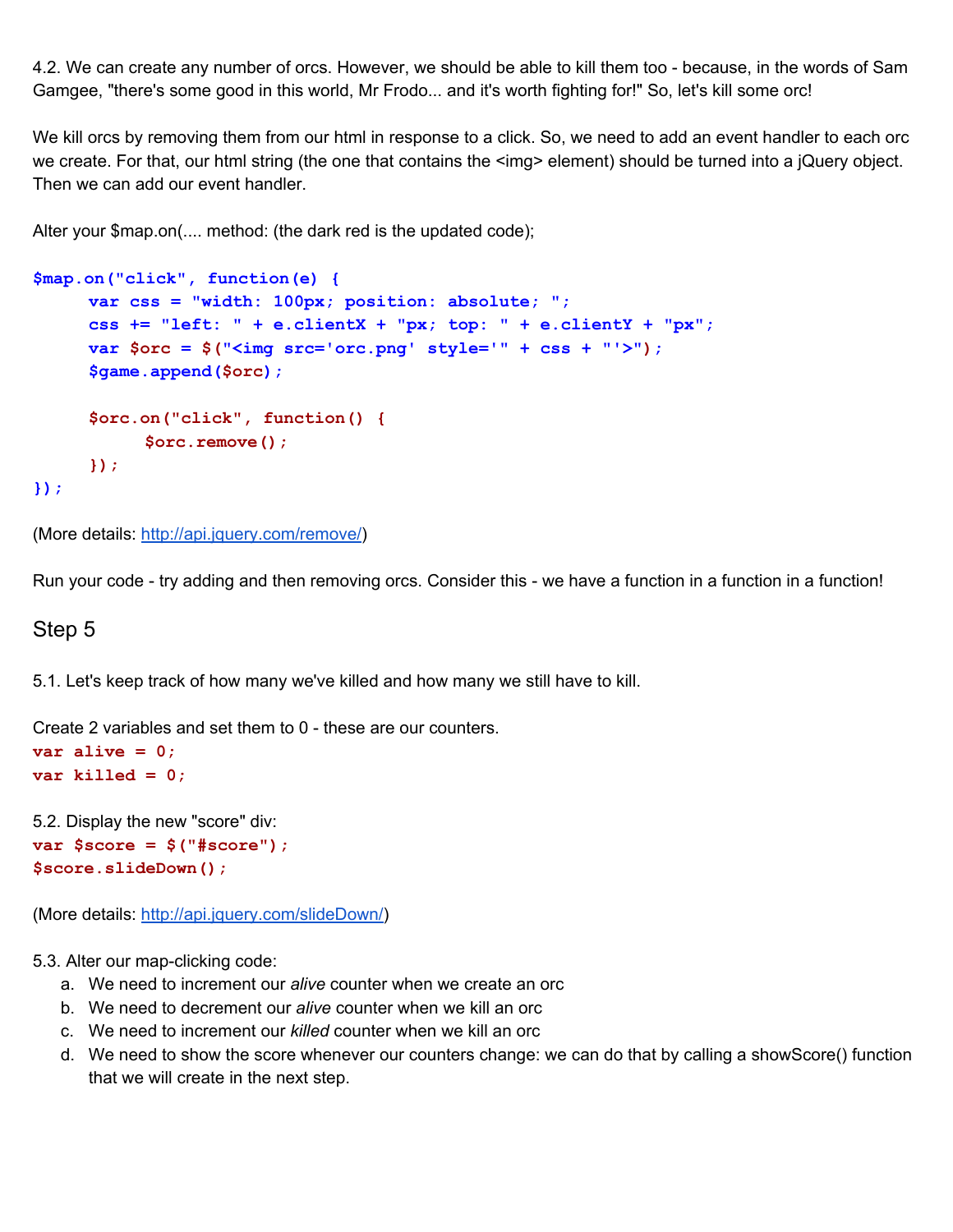4.2. We can create any number of orcs. However, we should be able to kill them too - because, in the words of Sam Gamgee, "there's some good in this world, Mr Frodo... and it's worth fighting for!" So, let's kill some orc!

We kill orcs by removing them from our html in response to a click. So, we need to add an event handler to each orc we create. For that, our html string (the one that contains the <img> element) should be turned into a jQuery object. Then we can add our event handler.

Alter your $map.on(.... method: (the dark red is the updated code);

```
$map.on("click", function(e) {
    var css = "width: 100px; position: absolute; ";
    css += "left: " + e.clientX + "px; top: " + e.clientY + "px";
    var $orc = $("<img src='orc.png' style='" + css + "'>");
    $game.append($orc);

    $orc.on("click", function() {
        $orc.remove();
    });
});
```

(More details: http://api.jquery.com/remove/)

Run your code - try adding and then removing orcs. Consider this - we have a function in a function in a function!

## Step 5

5.1. Let's keep track of how many we've killed and how many we still have to kill.

Create 2 variables and set them to 0 - these are our counters.

```
var alive = 0;
var killed = 0;
```

5.2. Display the new "score" div:

```
var $score = $("#score");
$score.slideDown();
```

(More details: http://api.jquery.com/slideDown/)

5.3. Alter our map-clicking code:

a. We need to increment our *alive* counter when we create an orc
b. We need to decrement our *alive* counter when we kill an orc
c. We need to increment our *killed* counter when we kill an orc
d. We need to show the score whenever our counters change: we can do that by calling a showScore() function that we will create in the next step.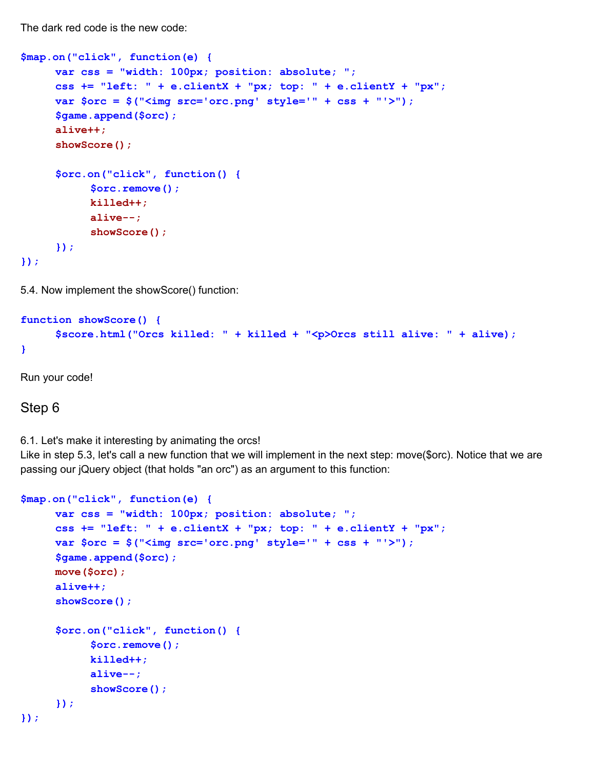The dark red code is the new code:

```
$map.on("click", function(e) {
     var css = "width: 100px; position: absolute; ";
     css += "left: " + e.clientX + "px; top: " + e.clientY + "px";
     var $orc = $("<img src='orc.png' style='" + css + "'>");
     $game.append($orc);
     alive++;
     showScore();

     $orc.on("click", function() {
          $orc.remove();
          killed++;
          alive--;
          showScore();
     });
});
```

5.4. Now implement the showScore() function:

```
function showScore() {
     $score.html("Orcs killed: " + killed + "<p>Orcs still alive: " + alive);
}
```

Run your code!

## Step 6

6.1. Let's make it interesting by animating the orcs!
Like in step 5.3, let's call a new function that we will implement in the next step: move($orc). Notice that we are passing our jQuery object (that holds "an orc") as an argument to this function:

```
$map.on("click", function(e) {
     var css = "width: 100px; position: absolute; ";
     css += "left: " + e.clientX + "px; top: " + e.clientY + "px";
     var $orc = $("<img src='orc.png' style='" + css + "'>");
     $game.append($orc);
     move($orc);
     alive++;
     showScore();

     $orc.on("click", function() {
          $orc.remove();
          killed++;
          alive--;
          showScore();
     });
});
```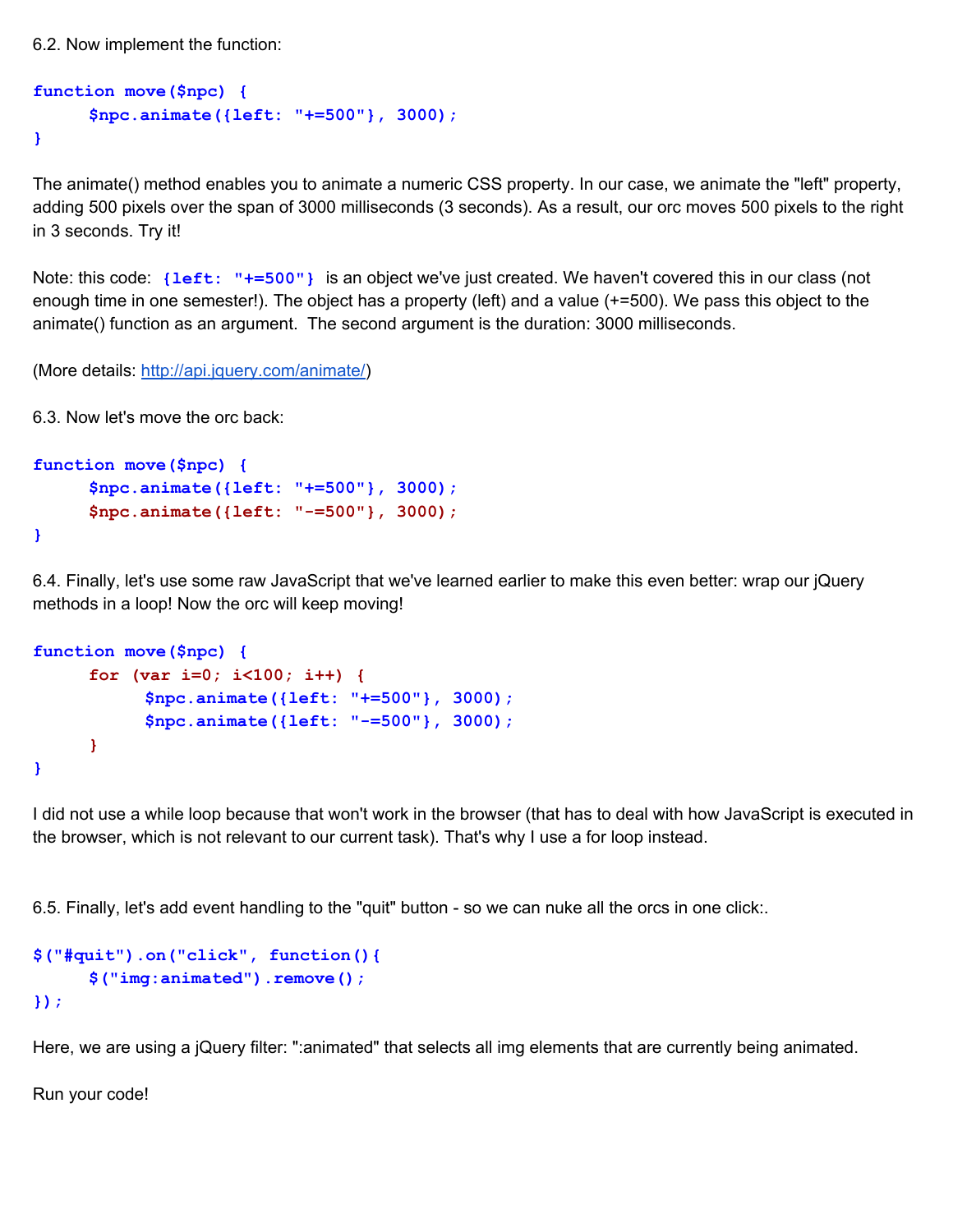6.2. Now implement the function:

```
function move($npc) {
      $npc.animate({left: "+=500"}, 3000);
}
```

The animate() method enables you to animate a numeric CSS property. In our case, we animate the "left" property, adding 500 pixels over the span of 3000 milliseconds (3 seconds). As a result, our orc moves 500 pixels to the right in 3 seconds. Try it!

Note: this code: `{left: "+=500"}` is an object we've just created. We haven't covered this in our class (not enough time in one semester!). The object has a property (left) and a value (+=500). We pass this object to the animate() function as an argument. The second argument is the duration: 3000 milliseconds.

(More details: http://api.jquery.com/animate/)

6.3. Now let's move the orc back:

```
function move($npc) {
      $npc.animate({left: "+=500"}, 3000);
      $npc.animate({left: "-=500"}, 3000);
}
```

6.4. Finally, let's use some raw JavaScript that we've learned earlier to make this even better: wrap our jQuery methods in a loop! Now the orc will keep moving!

```
function move($npc) {
      for (var i=0; i<100; i++) {
            $npc.animate({left: "+=500"}, 3000);
            $npc.animate({left: "-=500"}, 3000);
      }
}
```

I did not use a while loop because that won't work in the browser (that has to deal with how JavaScript is executed in the browser, which is not relevant to our current task). That's why I use a for loop instead.

6.5. Finally, let's add event handling to the "quit" button - so we can nuke all the orcs in one click:.

```
$("#quit").on("click", function(){
      $("img:animated").remove();
});
```

Here, we are using a jQuery filter: ":animated" that selects all img elements that are currently being animated.

Run your code!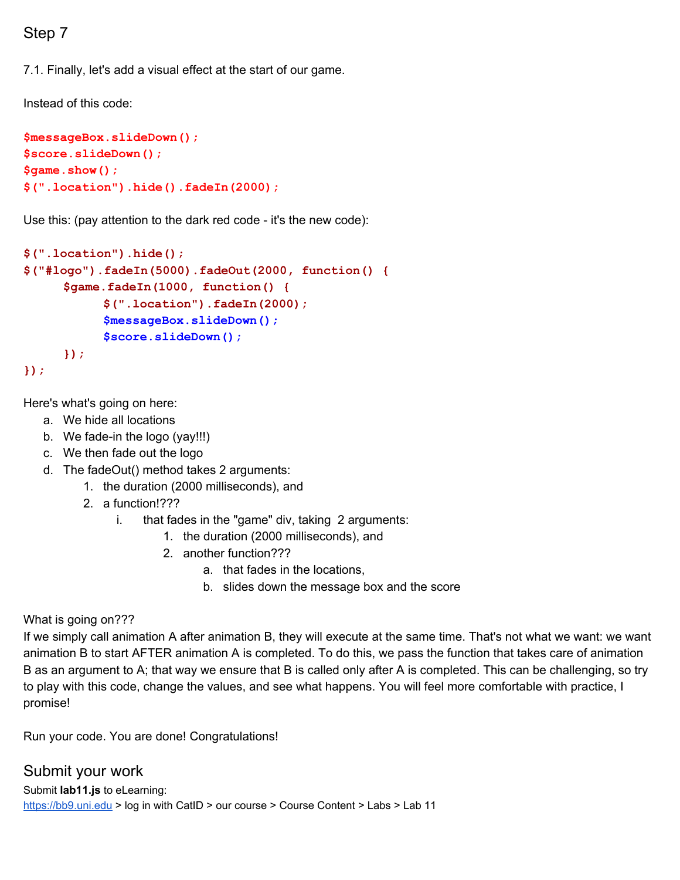## Step 7

7.1. Finally, let's add a visual effect at the start of our game.

Instead of this code:

```
$messageBox.slideDown();
$score.slideDown();
$game.show();
$(".location").hide().fadeIn(2000);
```

Use this: (pay attention to the dark red code - it's the new code):

```
$(".location").hide();
$("#logo").fadeIn(5000).fadeOut(2000, function() {
     $game.fadeIn(1000, function() {
          $(".location").fadeIn(2000);
          $messageBox.slideDown();
          $score.slideDown();
     });
});
```

Here's what's going on here:

a. We hide all locations
b. We fade-in the logo (yay!!!)
c. We then fade out the logo
d. The fadeOut() method takes 2 arguments:
    1. the duration (2000 milliseconds), and
    2. a function!???
        i. that fades in the "game" div, taking 2 arguments:
            1. the duration (2000 milliseconds), and
            2. another function???
                a. that fades in the locations,
                b. slides down the message box and the score

What is going on???
If we simply call animation A after animation B, they will execute at the same time. That's not what we want: we want animation B to start AFTER animation A is completed. To do this, we pass the function that takes care of animation B as an argument to A; that way we ensure that B is called only after A is completed. This can be challenging, so try to play with this code, change the values, and see what happens. You will feel more comfortable with practice, I promise!

Run your code. You are done! Congratulations!

## Submit your work

Submit **lab11.js** to eLearning:
https://bb9.uni.edu > log in with CatID > our course > Course Content > Labs > Lab 11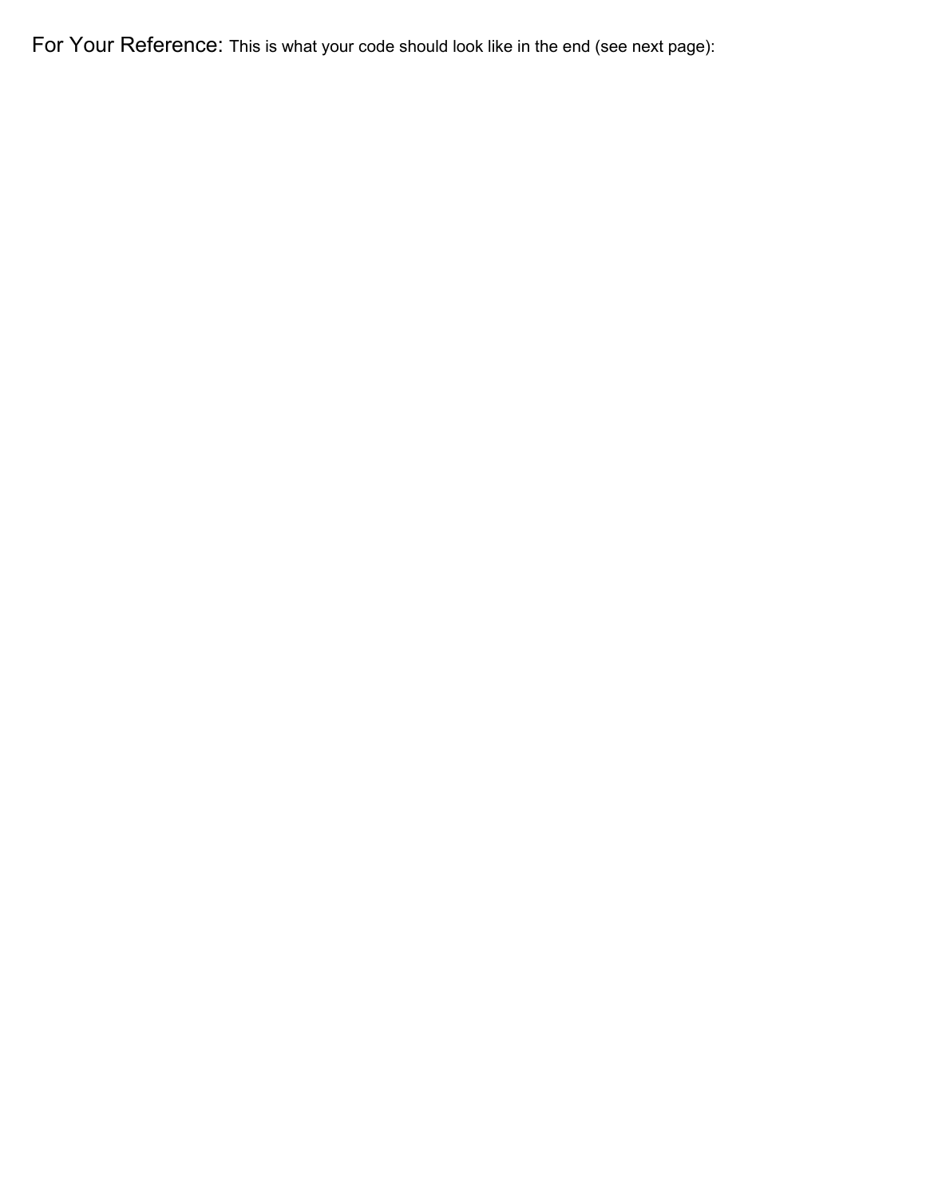For Your Reference: This is what your code should look like in the end (see next page):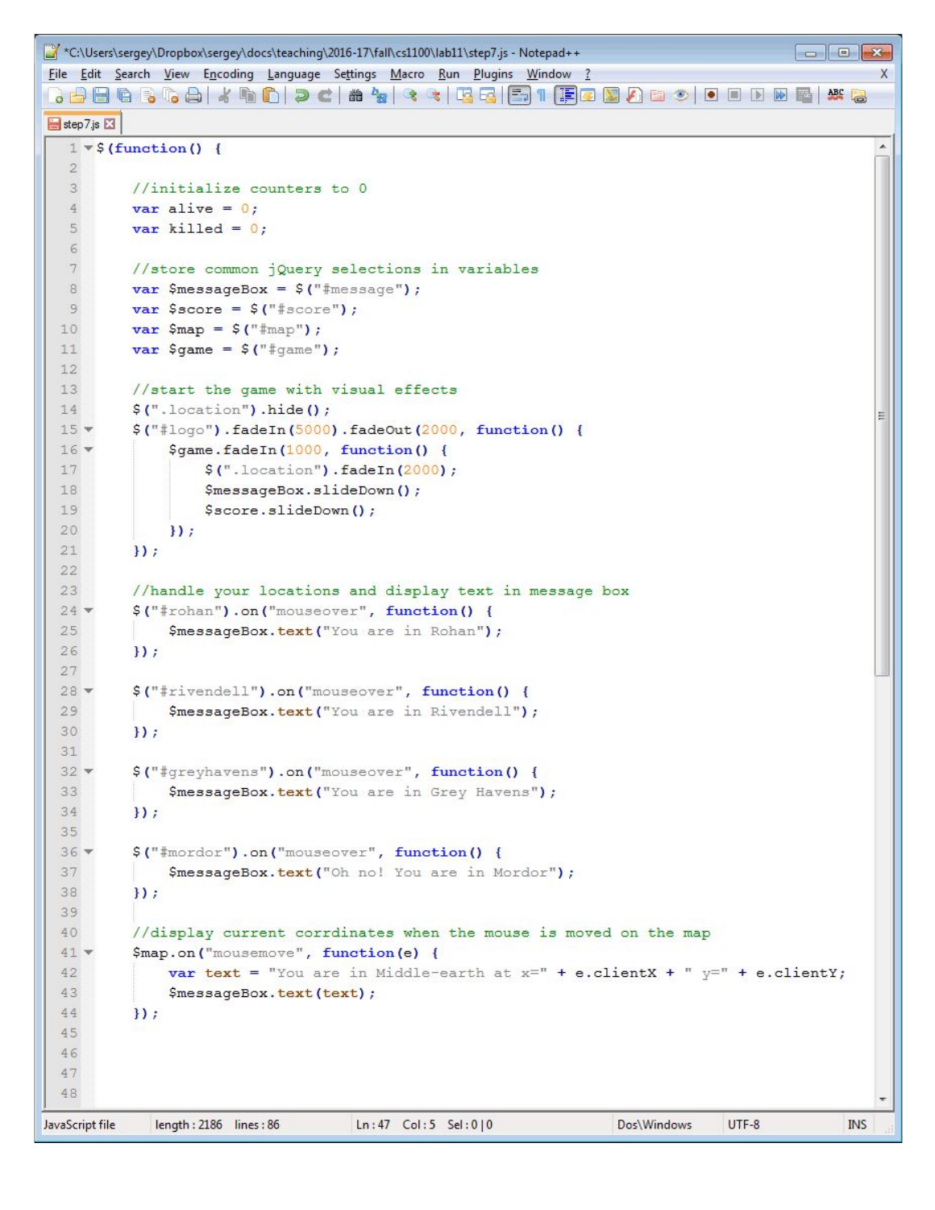```javascript
$(function() {

    //initialize counters to 0
    var alive = 0;
    var killed = 0;

    //store common jQuery selections in variables
    var $messageBox = $("#message");
    var $score = $("#score");
    var $map = $("#map");
    var $game = $("#game");

    //start the game with visual effects
    $(".location").hide();
    $("#logo").fadeIn(5000).fadeOut(2000, function() {
        $game.fadeIn(1000, function() {
            $(".location").fadeIn(2000);
            $messageBox.slideDown();
            $score.slideDown();
        });
    });

    //handle your locations and display text in message box
    $("#rohan").on("mouseover", function() {
        $messageBox.text("You are in Rohan");
    });

    $("#rivendell").on("mouseover", function() {
        $messageBox.text("You are in Rivendell");
    });

    $("#greyhavens").on("mouseover", function() {
        $messageBox.text("You are in Grey Havens");
    });

    $("#mordor").on("mouseover", function() {
        $messageBox.text("Oh no! You are in Mordor");
    });

    //display current corrdinates when the mouse is moved on the map
    $map.on("mousemove", function(e) {
        var text = "You are in Middle-earth at x=" + e.clientX + " y=" + e.clientY;
        $messageBox.text(text);
    });
```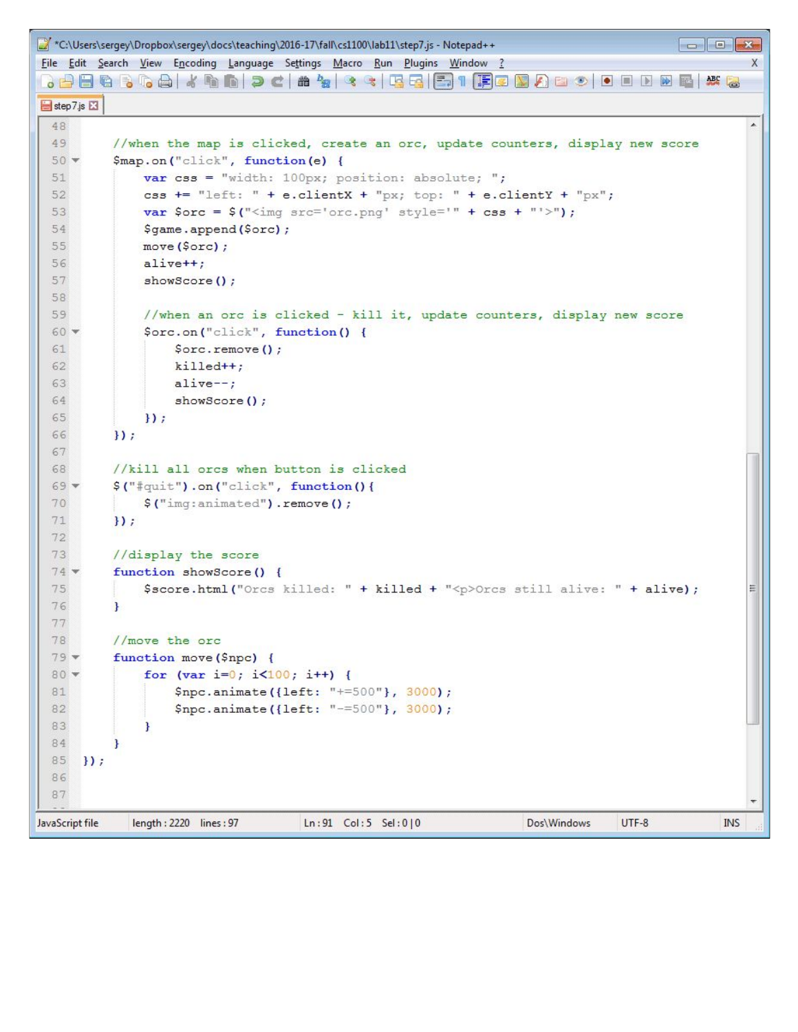*C:\Users\sergey\Dropbox\sergey\docs\teaching\2016-17\fall\cs1100\lab11\step7.js - Notepad++

```
48
49      //when the map is clicked, create an orc, update counters, display new score
50      $map.on("click", function(e) {
51          var css = "width: 100px; position: absolute; ";
52          css += "left: " + e.clientX + "px; top: " + e.clientY + "px";
53          var $orc = $("<img src='orc.png' style='" + css + "'>");
54          $game.append($orc);
55          move($orc);
56          alive++;
57          showScore();
58
59          //when an orc is clicked - kill it, update counters, display new score
60          $orc.on("click", function() {
61              $orc.remove();
62              killed++;
63              alive--;
64              showScore();
65          });
66      });
67
68      //kill all orcs when button is clicked
69      $("#quit").on("click", function(){
70          $("img:animated").remove();
71      });
72
73      //display the score
74      function showScore() {
75          $score.html("Orcs killed: " + killed + "<p>Orcs still alive: " + alive);
76      }
77
78      //move the orc
79      function move($npc) {
80          for (var i=0; i<100; i++) {
81              $npc.animate({left: "+=500"}, 3000);
82              $npc.animate({left: "-=500"}, 3000);
83          }
84      }
85  });
86
87
```

JavaScript file | length : 2220 lines : 97 | Ln : 91 Col : 5 Sel : 0 | 0 | Dos\Windows | UTF-8 | INS